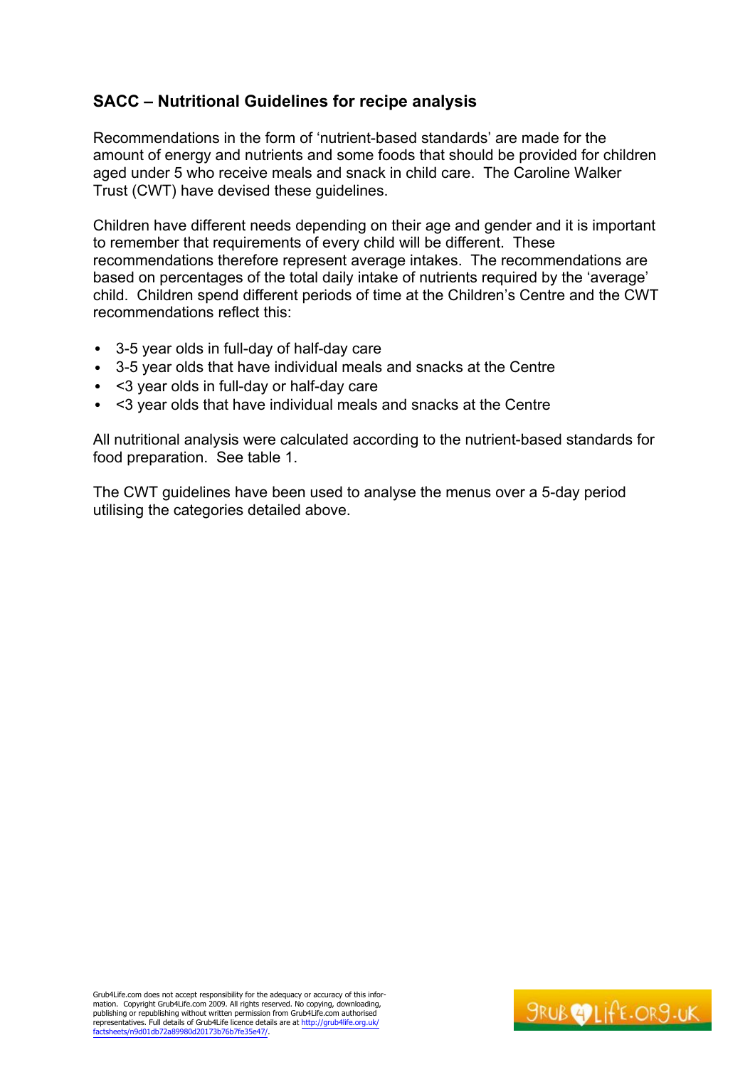## SACC – Nutritional Guidelines for recipe analysis

Recommendations in the form of 'nutrient-based standards' are made for the amount of energy and nutrients and some foods that should be provided for children aged under 5 who receive meals and snack in child care. The Caroline Walker Trust (CWT) have devised these guidelines.

Children have different needs depending on their age and gender and it is important to remember that requirements of every child will be different. These recommendations therefore represent average intakes. The recommendations are based on percentages of the total daily intake of nutrients required by the 'average' child. Children spend different periods of time at the Children's Centre and the CWT recommendations reflect this:

- 3-5 year olds in full-day of half-day care
- 3-5 year olds that have individual meals and snacks at the Centre
- <3 year olds in full-day or half-day care
- <3 year olds that have individual meals and snacks at the Centre

All nutritional analysis were calculated according to the nutrient-based standards for food preparation. See table 1.

The CWT guidelines have been used to analyse the menus over a 5-day period utilising the categories detailed above.

Grub4Life.com does not accept responsibility for the adequacy or accuracy of this information. Copyright Grub4Life.com 2009. All rights reserved. No copying, downloading, publishing or republishing without written permission from Grub4Life.com authorised representatives. Full details of Grub4Life licence details are at http://grub4life.org.uk/factsheets/n9d01db72a89980d20173b76b7fe35e47/.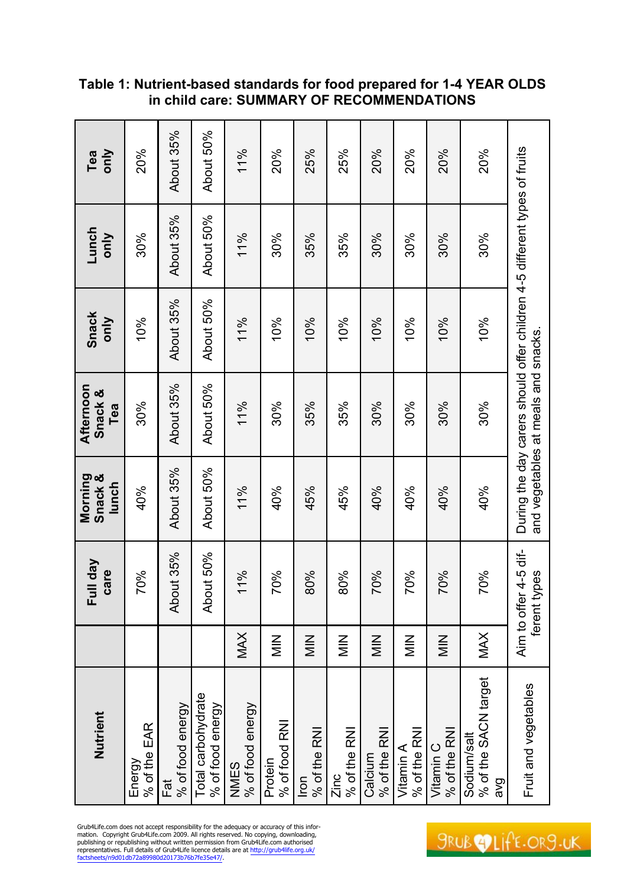# Table 1: Nutrient-based standards for food prepared for 1-4 YEAR OLDS in child care: SUMMARY OF RECOMMENDATIONS

| Nutrient | | Full day care | Morning Snack & lunch | Afternoon Snack & Tea | Snack only | Lunch only | Tea only |
|---|---|---|---|---|---|---|---|
| Energy % of the EAR | | 70% | 40% | 30% | 10% | 30% | 20% |
| Fat % of food energy | | About 35% | About 35% | About 35% | About 35% | About 35% | About 35% |
| Total carbohydrate % of food energy | | About 50% | About 50% | About 50% | About 50% | About 50% | About 50% |
| NMES % of food energy | MAX | 11% | 11% | 11% | 11% | 11% | 11% |
| Protein % of food RNI | MIN | 70% | 40% | 30% | 10% | 30% | 20% |
| Iron % of the RNI | MIN | 80% | 45% | 35% | 10% | 35% | 25% |
| Zinc % of the RNI | MIN | 80% | 45% | 35% | 10% | 35% | 25% |
| Calcium % of the RNI | MIN | 70% | 40% | 30% | 10% | 30% | 20% |
| Vitamin A % of the RNI | MIN | 70% | 40% | 30% | 10% | 30% | 20% |
| Vitamin C % of the RNI | MIN | 70% | 40% | 30% | 10% | 30% | 20% |
| Sodium/salt % of the SACN target avg | MAX | 70% | 40% | 30% | 10% | 30% | 20% |
| Fruit and vegetables | Aim to offer 4-5 different types | | During the day carers should offer children 4-5 different types of fruits and vegetables at meals and snacks. | | | | |

Grub4Life.com does not accept responsibility for the adequacy or accuracy of this information. Copyright Grub4Life.com 2009. All rights reserved. No copying, downloading, publishing or republishing without written permission from Grub4Life.com authorised representatives. Full details of Grub4Life licence details are at http://grub4life.org.uk/factsheets/n9d01db72a89980d20173b76b7fe35e47/.

GRUB4LIFE.ORG.UK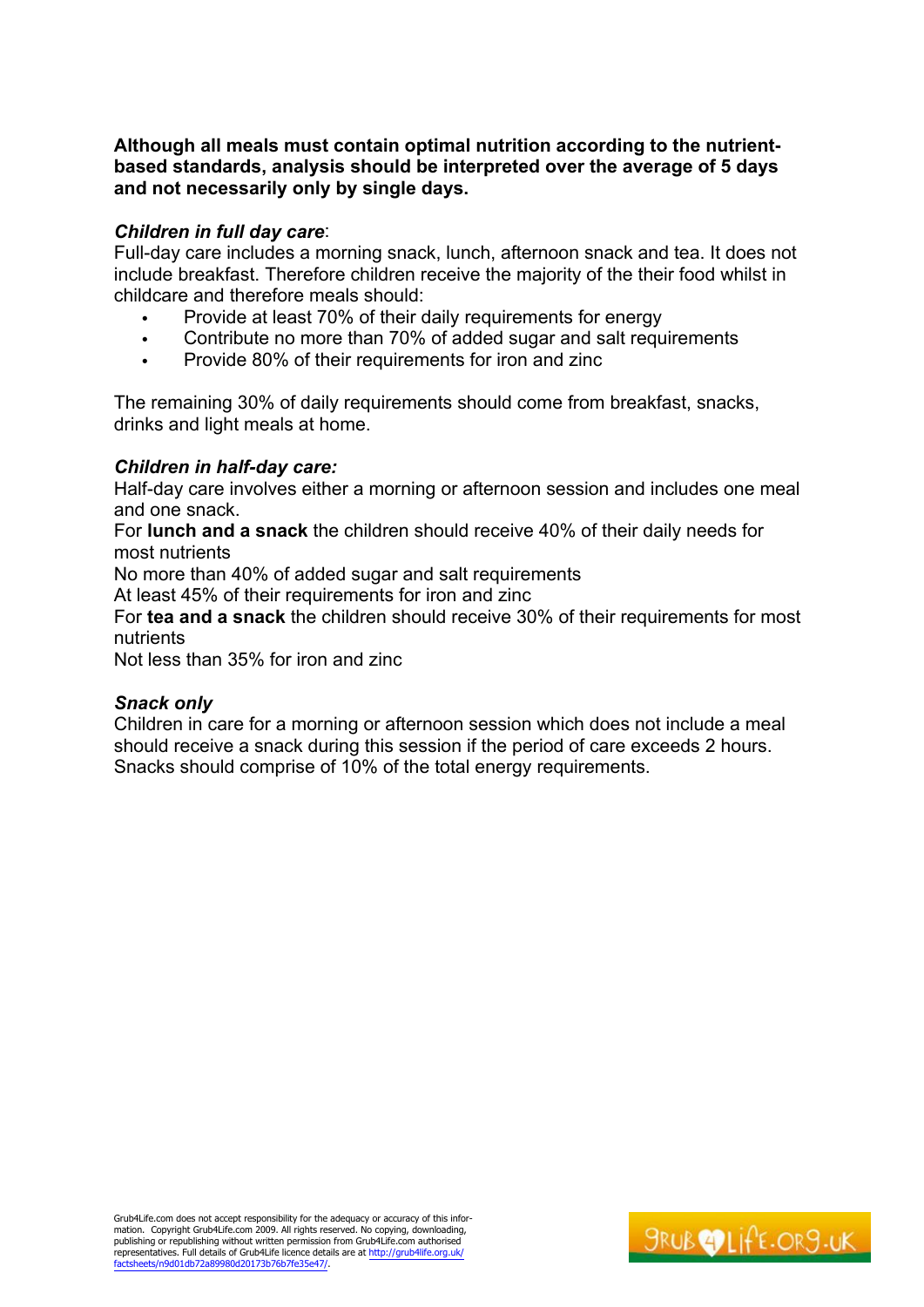**Although all meals must contain optimal nutrition according to the nutrient-based standards, analysis should be interpreted over the average of 5 days and not necessarily only by single days.**

***Children in full day care***:
Full-day care includes a morning snack, lunch, afternoon snack and tea. It does not include breakfast. Therefore children receive the majority of the their food whilst in childcare and therefore meals should:

- Provide at least 70% of their daily requirements for energy
- Contribute no more than 70% of added sugar and salt requirements
- Provide 80% of their requirements for iron and zinc

The remaining 30% of daily requirements should come from breakfast, snacks, drinks and light meals at home.

***Children in half-day care:***
Half-day care involves either a morning or afternoon session and includes one meal and one snack.
For **lunch and a snack** the children should receive 40% of their daily needs for most nutrients
No more than 40% of added sugar and salt requirements
At least 45% of their requirements for iron and zinc
For **tea and a snack** the children should receive 30% of their requirements for most nutrients
Not less than 35% for iron and zinc

***Snack only***
Children in care for a morning or afternoon session which does not include a meal should receive a snack during this session if the period of care exceeds 2 hours. Snacks should comprise of 10% of the total energy requirements.

Grub4Life.com does not accept responsibility for the adequacy or accuracy of this information. Copyright Grub4Life.com 2009. All rights reserved. No copying, downloading, publishing or republishing without written permission from Grub4Life.com authorised representatives. Full details of Grub4Life licence details are at http://grub4life.org.uk/factsheets/n9d01db72a89980d20173b76b7fe35e47/.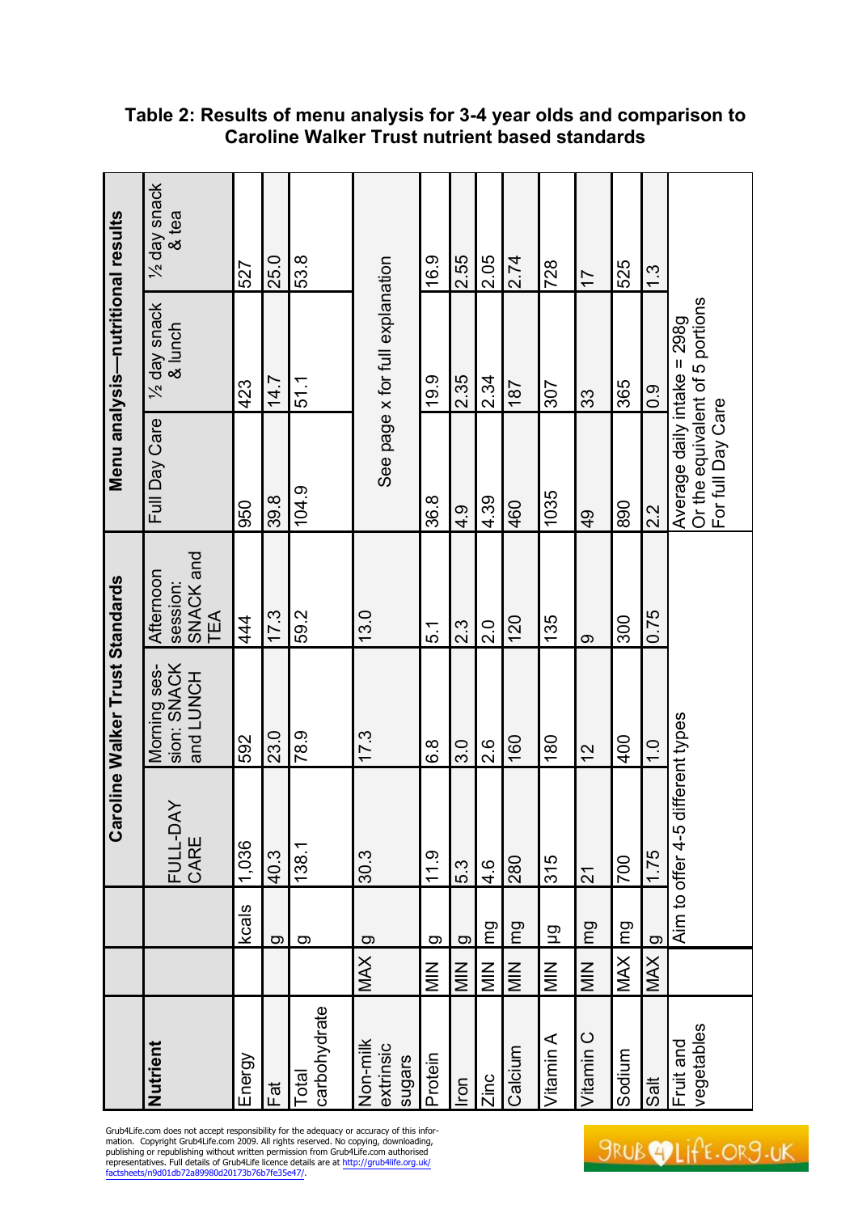**Table 2: Results of menu analysis for 3-4 year olds and comparison to Caroline Walker Trust nutrient based standards**

| Nutrient | | | Caroline Walker Trust Standards | | | Menu analysis—nutritional results | | |
|---|---|---|---|---|---|---|---|---|
| | | | FULL-DAY CARE | Morning session: SNACK and LUNCH | Afternoon session: SNACK and TEA | Full Day Care | ½ day snack & lunch | ½ day snack & tea |
| Energy | | kcals | 1,036 | 592 | 444 | 950 | 423 | 527 |
| Fat | | g | 40.3 | 23.0 | 17.3 | 39.8 | 14.7 | 25.0 |
| Total carbohydrate | | g | 138.1 | 78.9 | 59.2 | 104.9 | 51.1 | 53.8 |
| Non-milk extrinsic sugars | MAX | g | 30.3 | 17.3 | 13.0 | See page x for full explanation | | |
| Protein | MIN | g | 11.9 | 6.8 | 5.1 | 36.8 | 19.9 | 16.9 |
| Iron | MIN | g | 5.3 | 3.0 | 2.3 | 4.9 | 2.35 | 2.55 |
| Zinc | MIN | mg | 4.6 | 2.6 | 2.0 | 4.39 | 2.34 | 2.05 |
| Calcium | MIN | mg | 280 | 160 | 120 | 460 | 187 | 2.74 |
| Vitamin A | MIN | µg | 315 | 180 | 135 | 1035 | 307 | 728 |
| Vitamin C | MIN | mg | 21 | 12 | 9 | 49 | 33 | 17 |
| Sodium | MAX | mg | 700 | 400 | 300 | 890 | 365 | 525 |
| Salt | MAX | g | 1.75 | 1.0 | 0.75 | 2.2 | 0.9 | 1.3 |
| Fruit and vegetables | | Aim to offer 4-5 different types | | | | Average daily intake = 298g Or the equivalent of 5 portions For full Day Care | | |

Grub4Life.com does not accept responsibility for the adequacy or accuracy of this information. Copyright Grub4Life.com 2009. All rights reserved. No copying, downloading, publishing or republishing without written permission from Grub4Life.com authorised representatives. Full details of Grub4Life licence details are at http://grub4life.org.uk/factsheets/n9d01db72a89980d20173b76b7fe35e47/.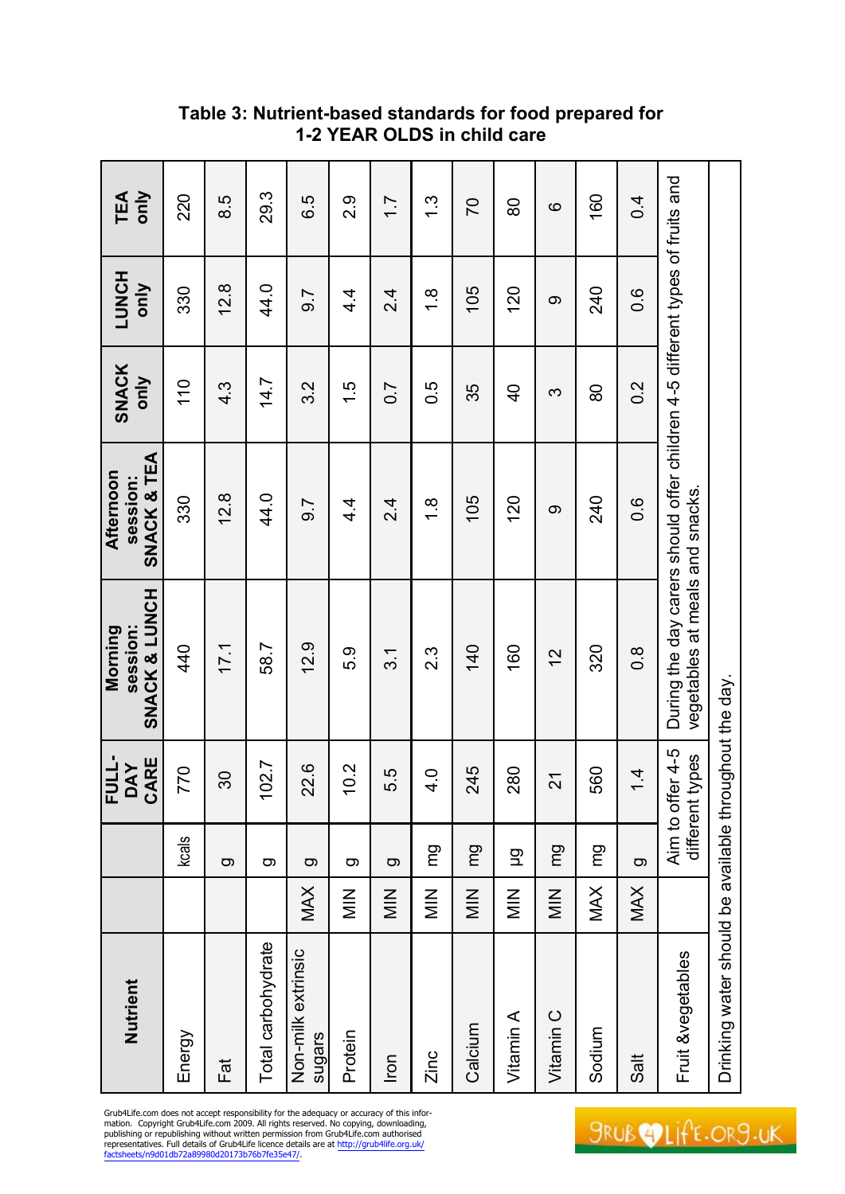## Table 3: Nutrient-based standards for food prepared for 1-2 YEAR OLDS in child care

| Nutrient | | | FULL-DAY CARE | Morning session: SNACK & LUNCH | Afternoon session: SNACK & TEA | SNACK only | LUNCH only | TEA only |
|---|---|---|---|---|---|---|---|---|
| Energy | | kcals | 770 | 440 | 330 | 110 | 330 | 220 |
| Fat | | g | 30 | 17.1 | 12.8 | 4.3 | 12.8 | 8.5 |
| Total carbohydrate | | g | 102.7 | 58.7 | 44.0 | 14.7 | 44.0 | 29.3 |
| Non-milk extrinsic sugars | MAX | g | 22.6 | 12.9 | 9.7 | 3.2 | 9.7 | 6.5 |
| Protein | MIN | g | 10.2 | 5.9 | 4.4 | 1.5 | 4.4 | 2.9 |
| Iron | MIN | g | 5.5 | 3.1 | 2.4 | 0.7 | 2.4 | 1.7 |
| Zinc | MIN | mg | 4.0 | 2.3 | 1.8 | 0.5 | 1.8 | 1.3 |
| Calcium | MIN | mg | 245 | 140 | 105 | 35 | 105 | 70 |
| Vitamin A | MIN | µg | 280 | 160 | 120 | 40 | 120 | 80 |
| Vitamin C | MIN | mg | 21 | 12 | 9 | 3 | 9 | 6 |
| Sodium | MAX | mg | 560 | 320 | 240 | 80 | 240 | 160 |
| Salt | MAX | g | 1.4 | 0.8 | 0.6 | 0.2 | 0.6 | 0.4 |
| Fruit &vegetables | | Aim to offer 4-5 different types | | During the day carers should offer children 4-5 different types of fruits and vegetables at meals and snacks. | | | | |
| Drinking water should be available throughout the day. | | | | | | | | |

Grub4Life.com does not accept responsibility for the adequacy or accuracy of this information. Copyright Grub4Life.com 2009. All rights reserved. No copying, downloading, publishing or republishing without written permission from Grub4Life.com authorised representatives. Full details of Grub4Life licence details are at http://grub4life.org.uk/factsheets/n9d01db72a89980d20173b76b7fe35e47/.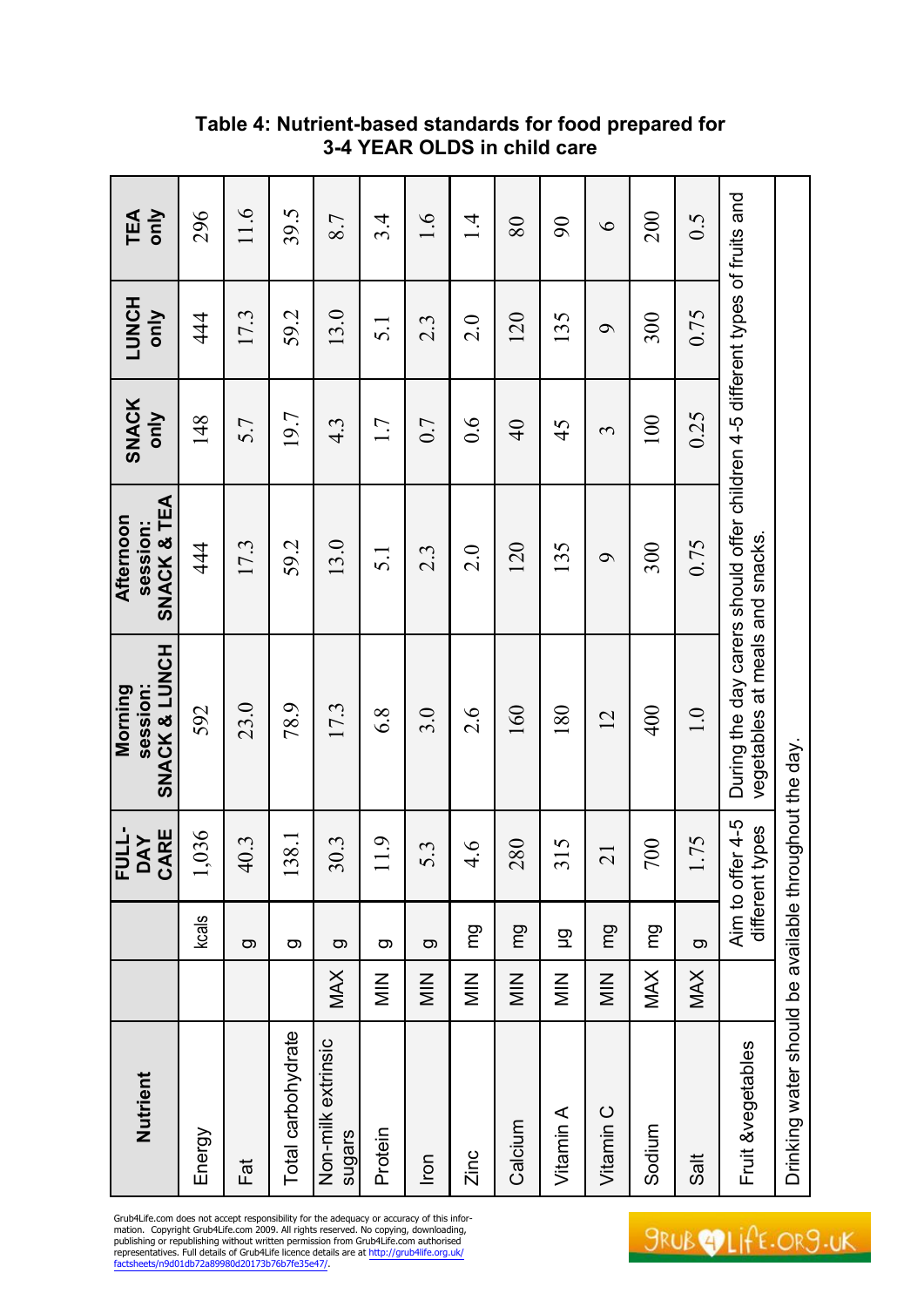## Table 4: Nutrient-based standards for food prepared for 3-4 YEAR OLDS in child care

| Nutrient | | | FULL-DAY CARE | Morning session: SNACK & LUNCH | Afternoon session: SNACK & TEA | SNACK only | LUNCH only | TEA only |
|---|---|---|---|---|---|---|---|---|
| Energy | | kcals | 1,036 | 592 | 444 | 148 | 444 | 296 |
| Fat | | g | 40.3 | 23.0 | 17.3 | 5.7 | 17.3 | 11.6 |
| Total carbohydrate | | g | 138.1 | 78.9 | 59.2 | 19.7 | 59.2 | 39.5 |
| Non-milk extrinsic sugars | MAX | g | 30.3 | 17.3 | 13.0 | 4.3 | 13.0 | 8.7 |
| Protein | MIN | g | 11.9 | 6.8 | 5.1 | 1.7 | 5.1 | 3.4 |
| Iron | MIN | g | 5.3 | 3.0 | 2.3 | 0.7 | 2.3 | 1.6 |
| Zinc | MIN | mg | 4.6 | 2.6 | 2.0 | 0.6 | 2.0 | 1.4 |
| Calcium | MIN | mg | 280 | 160 | 120 | 40 | 120 | 80 |
| Vitamin A | MIN | µg | 315 | 180 | 135 | 45 | 135 | 90 |
| Vitamin C | MIN | mg | 21 | 12 | 9 | 3 | 9 | 6 |
| Sodium | MAX | mg | 700 | 400 | 300 | 100 | 300 | 200 |
| Salt | MAX | g | 1.75 | 1.0 | 0.75 | 0.25 | 0.75 | 0.5 |
| Fruit &vegetables | | Aim to offer 4-5 different types | | During the day carers should offer children 4-5 different types of fruits and vegetables at meals and snacks. | | | | |
| Drinking water should be available throughout the day. | | | | | | | | |

Grub4Life.com does not accept responsibility for the adequacy or accuracy of this information. Copyright Grub4Life.com 2009. All rights reserved. No copying, downloading, publishing or republishing without written permission from Grub4Life.com authorised representatives. Full details of Grub4Life licence details are at http://grub4life.org.uk/factsheets/n9d01db72a89980d20173b76b7fe35e47/.

GRUB4LIFE.ORG.UK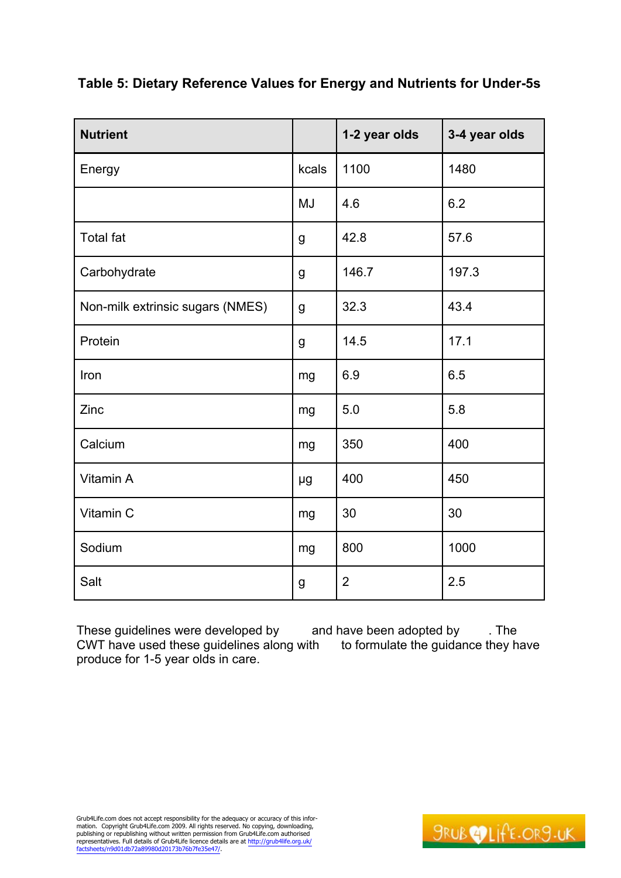## Table 5: Dietary Reference Values for Energy and Nutrients for Under-5s

| Nutrient | | 1-2 year olds | 3-4 year olds |
|---|---|---|---|
| Energy | kcals | 1100 | 1480 |
| | MJ | 4.6 | 6.2 |
| Total fat | g | 42.8 | 57.6 |
| Carbohydrate | g | 146.7 | 197.3 |
| Non-milk extrinsic sugars (NMES) | g | 32.3 | 43.4 |
| Protein | g | 14.5 | 17.1 |
| Iron | mg | 6.9 | 6.5 |
| Zinc | mg | 5.0 | 5.8 |
| Calcium | mg | 350 | 400 |
| Vitamin A | µg | 400 | 450 |
| Vitamin C | mg | 30 | 30 |
| Sodium | mg | 800 | 1000 |
| Salt | g | 2 | 2.5 |

These guidelines were developed by and have been adopted by . The CWT have used these guidelines along with to formulate the guidance they have produce for 1-5 year olds in care.

Grub4Life.com does not accept responsibility for the adequacy or accuracy of this information. Copyright Grub4Life.com 2009. All rights reserved. No copying, downloading, publishing or republishing without written permission from Grub4Life.com authorised representatives. Full details of Grub4Life licence details are at http://grub4life.org.uk/factsheets/n9d01db72a89980d20173b76b7fe35e47/.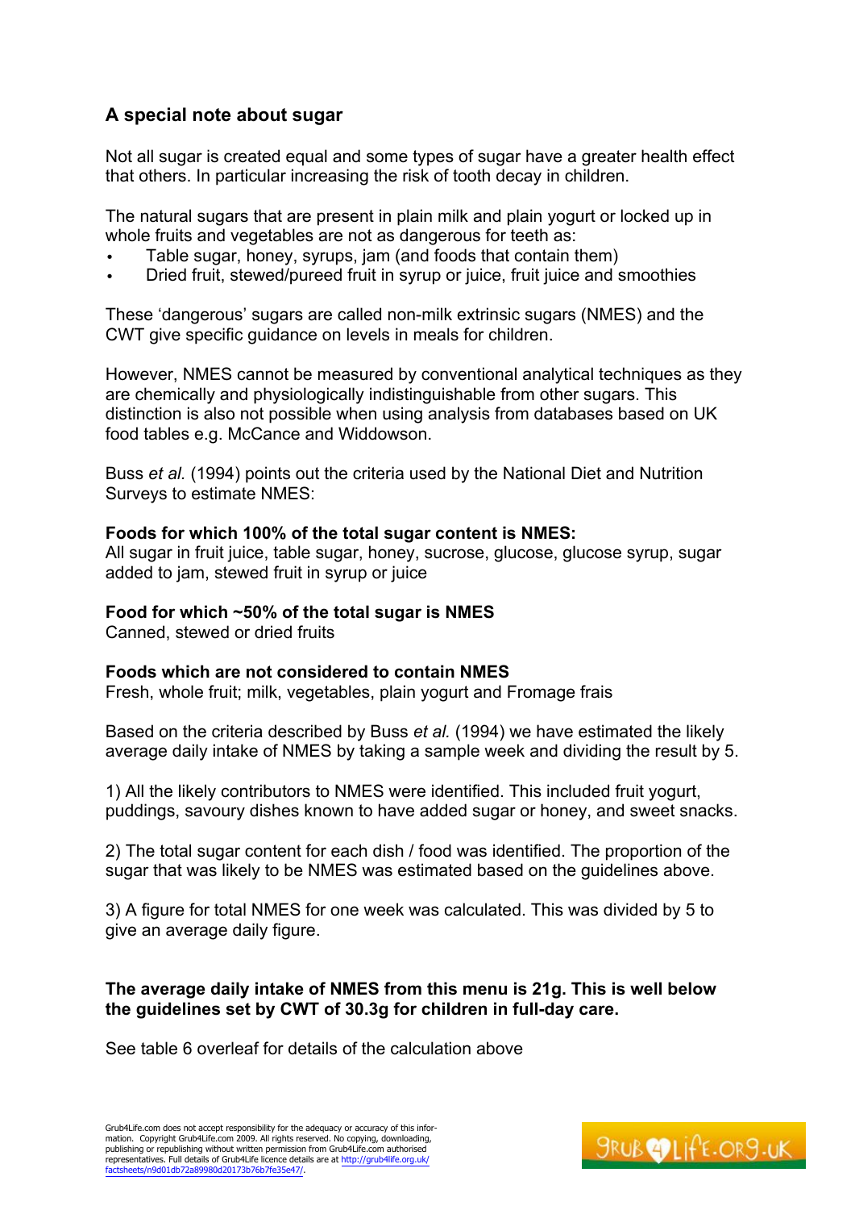## A special note about sugar

Not all sugar is created equal and some types of sugar have a greater health effect that others. In particular increasing the risk of tooth decay in children.

The natural sugars that are present in plain milk and plain yogurt or locked up in whole fruits and vegetables are not as dangerous for teeth as:

- Table sugar, honey, syrups, jam (and foods that contain them)
- Dried fruit, stewed/pureed fruit in syrup or juice, fruit juice and smoothies

These 'dangerous' sugars are called non-milk extrinsic sugars (NMES) and the CWT give specific guidance on levels in meals for children.

However, NMES cannot be measured by conventional analytical techniques as they are chemically and physiologically indistinguishable from other sugars. This distinction is also not possible when using analysis from databases based on UK food tables e.g. McCance and Widdowson.

Buss *et al.* (1994) points out the criteria used by the National Diet and Nutrition Surveys to estimate NMES:

**Foods for which 100% of the total sugar content is NMES:**
All sugar in fruit juice, table sugar, honey, sucrose, glucose, glucose syrup, sugar added to jam, stewed fruit in syrup or juice

**Food for which ~50% of the total sugar is NMES**
Canned, stewed or dried fruits

**Foods which are not considered to contain NMES**
Fresh, whole fruit; milk, vegetables, plain yogurt and Fromage frais

Based on the criteria described by Buss *et al.* (1994) we have estimated the likely average daily intake of NMES by taking a sample week and dividing the result by 5.

1) All the likely contributors to NMES were identified. This included fruit yogurt, puddings, savoury dishes known to have added sugar or honey, and sweet snacks.

2) The total sugar content for each dish / food was identified. The proportion of the sugar that was likely to be NMES was estimated based on the guidelines above.

3) A figure for total NMES for one week was calculated. This was divided by 5 to give an average daily figure.

**The average daily intake of NMES from this menu is 21g. This is well below the guidelines set by CWT of 30.3g for children in full-day care.**

See table 6 overleaf for details of the calculation above

Grub4Life.com does not accept responsibility for the adequacy or accuracy of this information. Copyright Grub4Life.com 2009. All rights reserved. No copying, downloading, publishing or republishing without written permission from Grub4Life.com authorised representatives. Full details of Grub4Life licence details are at http://grub4life.org.uk/factsheets/n9d01db72a89980d20173b76b7fe35e47/.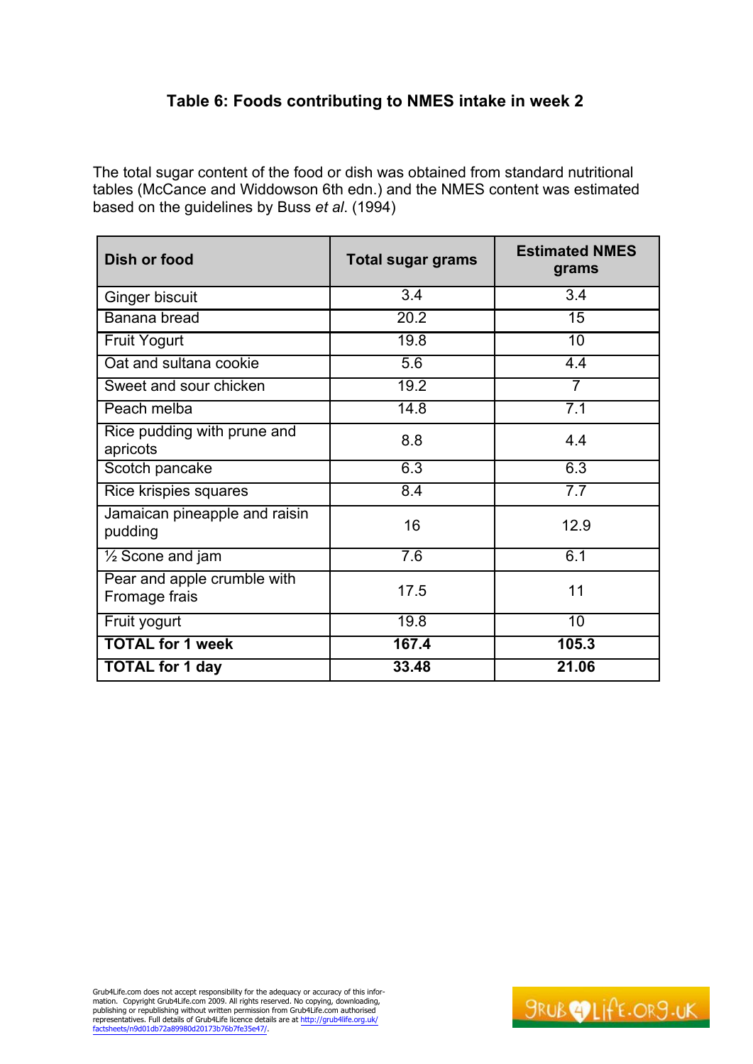### Table 6: Foods contributing to NMES intake in week 2

The total sugar content of the food or dish was obtained from standard nutritional tables (McCance and Widdowson 6th edn.) and the NMES content was estimated based on the guidelines by Buss *et al*. (1994)

| Dish or food | Total sugar grams | Estimated NMES grams |
|---|---|---|
| Ginger biscuit | 3.4 | 3.4 |
| Banana bread | 20.2 | 15 |
| Fruit Yogurt | 19.8 | 10 |
| Oat and sultana cookie | 5.6 | 4.4 |
| Sweet and sour chicken | 19.2 | 7 |
| Peach melba | 14.8 | 7.1 |
| Rice pudding with prune and apricots | 8.8 | 4.4 |
| Scotch pancake | 6.3 | 6.3 |
| Rice krispies squares | 8.4 | 7.7 |
| Jamaican pineapple and raisin pudding | 16 | 12.9 |
| ½ Scone and jam | 7.6 | 6.1 |
| Pear and apple crumble with Fromage frais | 17.5 | 11 |
| Fruit yogurt | 19.8 | 10 |
| **TOTAL for 1 week** | **167.4** | **105.3** |
| **TOTAL for 1 day** | **33.48** | **21.06** |

Grub4Life.com does not accept responsibility for the adequacy or accuracy of this information. Copyright Grub4Life.com 2009. All rights reserved. No copying, downloading, publishing or republishing without written permission from Grub4Life.com authorised representatives. Full details of Grub4Life licence details are at http://grub4life.org.uk/factsheets/n9d01db72a89980d20173b76b7fe35e47/.